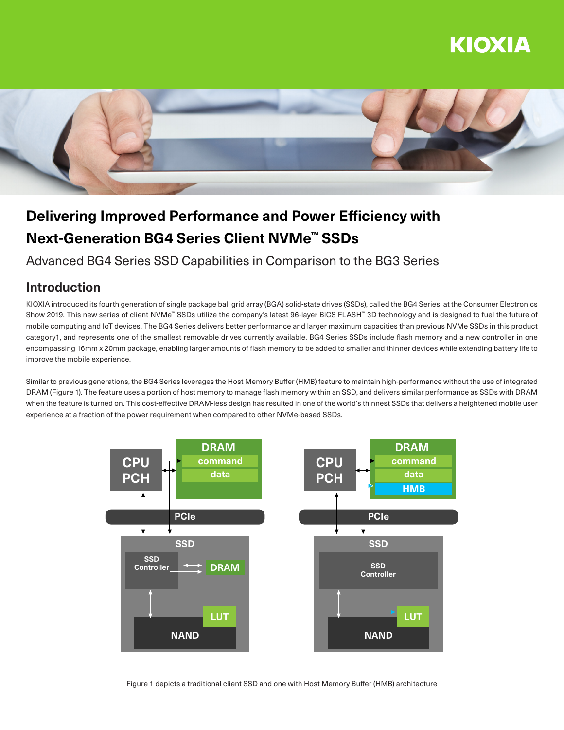# Delivering Improved Performance and Power Efficiency with Next-Generation BG4 Series Client NVMe™ SSDs

Advanced BG4 Series SSD Capabilities in Comparison to the BG3 Series

## Introduction

KIOXIA introduced its fourth generation of single package ball grid array (BGA) solid-state drives (SSDs), called the BG4 Series, at the Consumer Electronics Show 2019. This new series of client NVMe™ SSDs utilize the company's latest 96-layer BiCS FLASH™ 3D technology and is designed to fuel the future of mobile computing and IoT devices. The BG4 Series delivers better performance and larger maximum capacities than previous NVMe SSDs in this product category1, and represents one of the smallest removable drives currently available. BG4 Series SSDs include flash memory and a new controller in one encompassing 16mm x 20mm package, enabling larger amounts of flash memory to be added to smaller and thinner devices while extending battery life to improve the mobile experience.

Similar to previous generations, the BG4 Series leverages the Host Memory Buffer (HMB) feature to maintain high-performance without the use of integrated DRAM (Figure 1). The feature uses a portion of host memory to manage flash memory within an SSD, and delivers similar performance as SSDs with DRAM when the feature is turned on. This cost-effective DRAM-less design has resulted in one of the world's thinnest SSDs that delivers a heightened mobile user experience at a fraction of the power requirement when compared to other NVMe-based SSDs.

Figure 1 depicts a traditional client SSD and one with Host Memory Buffer (HMB) architecture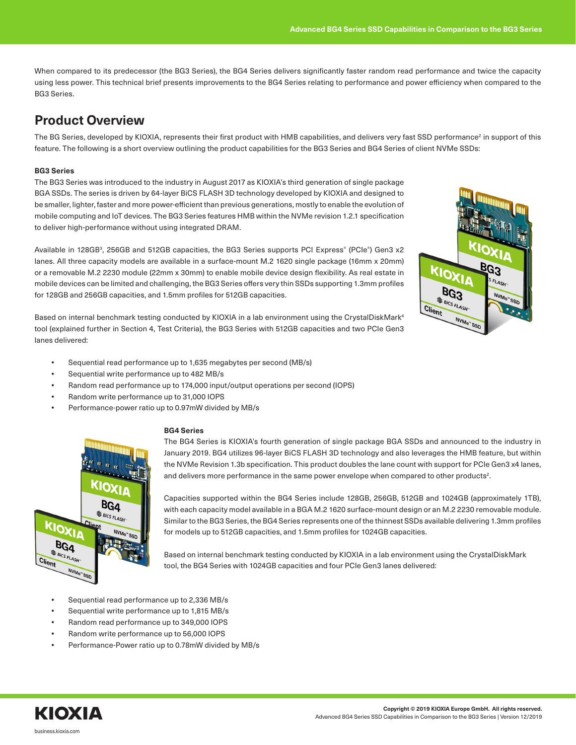When compared to its predecessor (the BG3 Series), the BG4 Series delivers significantly faster random read performance and twice the capacity using less power. This technical brief presents improvements to the BG4 Series relating to performance and power efficiency when compared to the BG3 Series.

## Product Overview

The BG Series, developed by KIOXIA, represents their first product with HMB capabilities, and delivers very fast SSD performance[2] in support of this feature. The following is a short overview outlining the product capabilities for the BG3 Series and BG4 Series of client NVMe SSDs:

**BG3 Series**

The BG3 Series was introduced to the industry in August 2017 as KIOXIA's third generation of single package BGA SSDs. The series is driven by 64-layer BiCS FLASH 3D technology developed by KIOXIA and designed to be smaller, lighter, faster and more power-efficient than previous generations, mostly to enable the evolution of mobile computing and IoT devices. The BG3 Series features HMB within the NVMe revision 1.2.1 specification to deliver high-performance without using integrated DRAM.

Available in 128GB[3], 256GB and 512GB capacities, the BG3 Series supports PCI Express® (PCIe®) Gen3 x2 lanes. All three capacity models are available in a surface-mount M.2 1620 single package (16mm x 20mm) or a removable M.2 2230 module (22mm x 30mm) to enable mobile device design flexibility. As real estate in mobile devices can be limited and challenging, the BG3 Series offers very thin SSDs supporting 1.3mm profiles for 128GB and 256GB capacities, and 1.5mm profiles for 512GB capacities.

Based on internal benchmark testing conducted by KIOXIA in a lab environment using the CrystalDiskMark[4] tool (explained further in Section 4, Test Criteria), the BG3 Series with 512GB capacities and two PCIe Gen3 lanes delivered:

- Sequential read performance up to 1,635 megabytes per second (MB/s)
- Sequential write performance up to 482 MB/s
- Random read performance up to 174,000 input/output operations per second (IOPS)
- Random write performance up to 31,000 IOPS
- Performance-power ratio up to 0.97mW divided by MB/s

**BG4 Series**

The BG4 Series is KIOXIA's fourth generation of single package BGA SSDs and announced to the industry in January 2019. BG4 utilizes 96-layer BiCS FLASH 3D technology and also leverages the HMB feature, but within the NVMe Revision 1.3b specification. This product doubles the lane count with support for PCIe Gen3 x4 lanes, and delivers more performance in the same power envelope when compared to other products[2].

Capacities supported within the BG4 Series include 128GB, 256GB, 512GB and 1024GB (approximately 1TB), with each capacity model available in a BGA M.2 1620 surface-mount design or an M.2 2230 removable module. Similar to the BG3 Series, the BG4 Series represents one of the thinnest SSDs available delivering 1.3mm profiles for models up to 512GB capacities, and 1.5mm profiles for 1024GB capacities.

Based on internal benchmark testing conducted by KIOXIA in a lab environment using the CrystalDiskMark tool, the BG4 Series with 1024GB capacities and four PCIe Gen3 lanes delivered:

- Sequential read performance up to 2,336 MB/s
- Sequential write performance up to 1,815 MB/s
- Random read performance up to 349,000 IOPS
- Random write performance up to 56,000 IOPS
- Performance-Power ratio up to 0.78mW divided by MB/s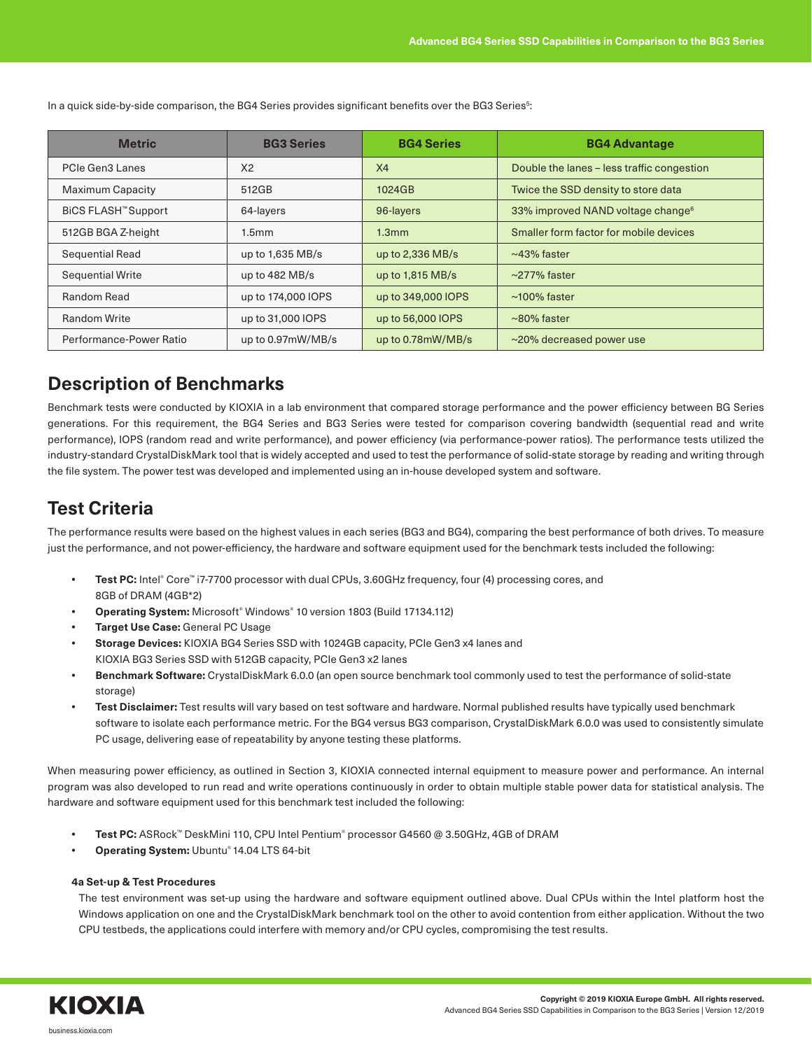In a quick side-by-side comparison, the BG4 Series provides significant benefits over the BG3 Series[5]:

| Metric | BG3 Series | BG4 Series | BG4 Advantage |
| --- | --- | --- | --- |
| PCIe Gen3 Lanes | X2 | X4 | Double the lanes – less traffic congestion |
| Maximum Capacity | 512GB | 1024GB | Twice the SSD density to store data |
| BiCS FLASH™ Support | 64-layers | 96-layers | 33% improved NAND voltage change[6] |
| 512GB BGA Z-height | 1.5mm | 1.3mm | Smaller form factor for mobile devices |
| Sequential Read | up to 1,635 MB/s | up to 2,336 MB/s | ~43% faster |
| Sequential Write | up to 482 MB/s | up to 1,815 MB/s | ~277% faster |
| Random Read | up to 174,000 IOPS | up to 349,000 IOPS | ~100% faster |
| Random Write | up to 31,000 IOPS | up to 56,000 IOPS | ~80% faster |
| Performance-Power Ratio | up to 0.97mW/MB/s | up to 0.78mW/MB/s | ~20% decreased power use |

## Description of Benchmarks

Benchmark tests were conducted by KIOXIA in a lab environment that compared storage performance and the power efficiency between BG Series generations. For this requirement, the BG4 Series and BG3 Series were tested for comparison covering bandwidth (sequential read and write performance), IOPS (random read and write performance), and power efficiency (via performance-power ratios). The performance tests utilized the industry-standard CrystalDiskMark tool that is widely accepted and used to test the performance of solid-state storage by reading and writing through the file system. The power test was developed and implemented using an in-house developed system and software.

## Test Criteria

The performance results were based on the highest values in each series (BG3 and BG4), comparing the best performance of both drives. To measure just the performance, and not power-efficiency, the hardware and software equipment used for the benchmark tests included the following:

- **Test PC:** Intel® Core™ i7-7700 processor with dual CPUs, 3.60GHz frequency, four (4) processing cores, and 8GB of DRAM (4GB*2)
- **Operating System:** Microsoft® Windows® 10 version 1803 (Build 17134.112)
- **Target Use Case:** General PC Usage
- **Storage Devices:** KIOXIA BG4 Series SSD with 1024GB capacity, PCIe Gen3 x4 lanes and KIOXIA BG3 Series SSD with 512GB capacity, PCIe Gen3 x2 lanes
- **Benchmark Software:** CrystalDiskMark 6.0.0 (an open source benchmark tool commonly used to test the performance of solid-state storage)
- **Test Disclaimer:** Test results will vary based on test software and hardware. Normal published results have typically used benchmark software to isolate each performance metric. For the BG4 versus BG3 comparison, CrystalDiskMark 6.0.0 was used to consistently simulate PC usage, delivering ease of repeatability by anyone testing these platforms.

When measuring power efficiency, as outlined in Section 3, KIOXIA connected internal equipment to measure power and performance. An internal program was also developed to run read and write operations continuously in order to obtain multiple stable power data for statistical analysis. The hardware and software equipment used for this benchmark test included the following:

- **Test PC:** ASRock™ DeskMini 110, CPU Intel Pentium® processor G4560 @ 3.50GHz, 4GB of DRAM
- **Operating System:** Ubuntu® 14.04 LTS 64-bit

#### 4a Set-up & Test Procedures

The test environment was set-up using the hardware and software equipment outlined above. Dual CPUs within the Intel platform host the Windows application on one and the CrystalDiskMark benchmark tool on the other to avoid contention from either application. Without the two CPU testbeds, the applications could interfere with memory and/or CPU cycles, compromising the test results.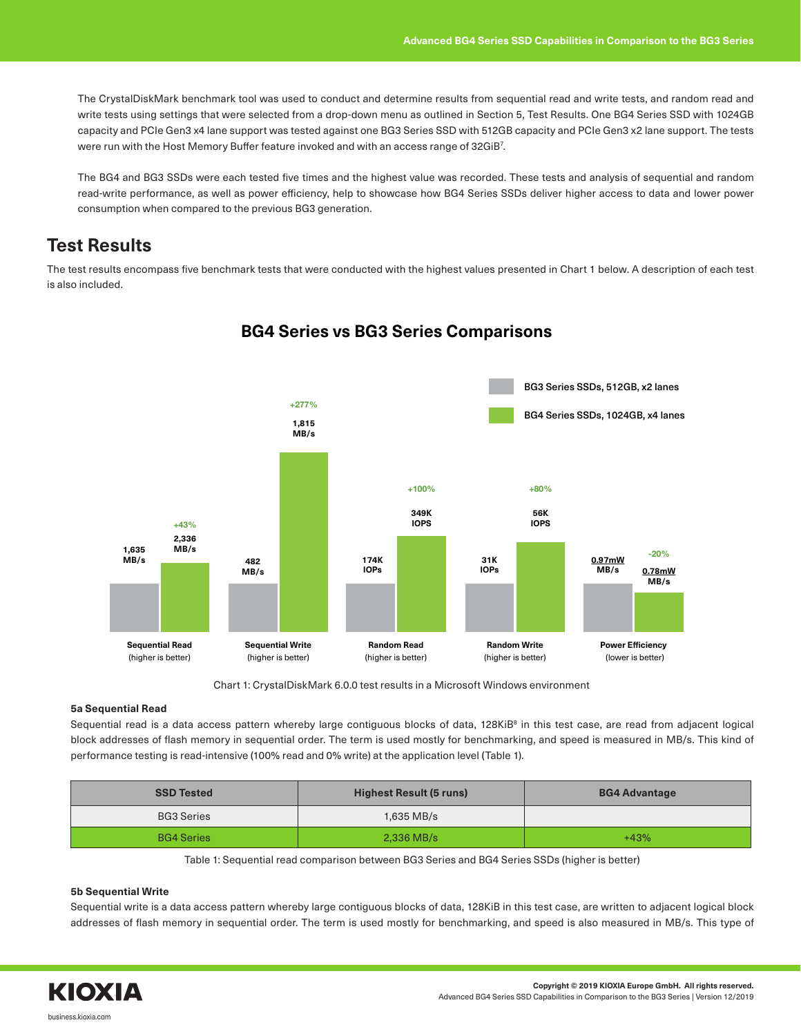The CrystalDiskMark benchmark tool was used to conduct and determine results from sequential read and write tests, and random read and write tests using settings that were selected from a drop-down menu as outlined in Section 5, Test Results. One BG4 Series SSD with 1024GB capacity and PCIe Gen3 x4 lane support was tested against one BG3 Series SSD with 512GB capacity and PCIe Gen3 x2 lane support. The tests were run with the Host Memory Buffer feature invoked and with an access range of 32GiB[7].

The BG4 and BG3 SSDs were each tested five times and the highest value was recorded. These tests and analysis of sequential and random read-write performance, as well as power efficiency, help to showcase how BG4 Series SSDs deliver higher access to data and lower power consumption when compared to the previous BG3 generation.

## Test Results

The test results encompass five benchmark tests that were conducted with the highest values presented in Chart 1 below. A description of each test is also included.

### BG4 Series vs BG3 Series Comparisons

BG3 Series SSDs, 512GB, x2 lanes

BG4 Series SSDs, 1024GB, x4 lanes

| Test | BG3 Series | BG4 Series | BG4 Advantage |
|---|---|---|---|
| Sequential Read (higher is better) | 1,635 MB/s | 2,336 MB/s | +43% |
| Sequential Write (higher is better) | 482 MB/s | 1,815 MB/s | +277% |
| Random Read (higher is better) | 174K IOPs | 349K IOPS | +100% |
| Random Write (higher is better) | 31K IOPs | 56K IOPS | +80% |
| Power Efficiency (lower is better) | 0.97mW MB/s | 0.78mW MB/s | -20% |

Chart 1: CrystalDiskMark 6.0.0 test results in a Microsoft Windows environment

#### 5a Sequential Read

Sequential read is a data access pattern whereby large contiguous blocks of data, 128KiB[8] in this test case, are read from adjacent logical block addresses of flash memory in sequential order. The term is used mostly for benchmarking, and speed is measured in MB/s. This kind of performance testing is read-intensive (100% read and 0% write) at the application level (Table 1).

| SSD Tested | Highest Result (5 runs) | BG4 Advantage |
|---|---|---|
| BG3 Series | 1,635 MB/s | |
| BG4 Series | 2,336 MB/s | +43% |

Table 1: Sequential read comparison between BG3 Series and BG4 Series SSDs (higher is better)

#### 5b Sequential Write

Sequential write is a data access pattern whereby large contiguous blocks of data, 128KiB in this test case, are written to adjacent logical block addresses of flash memory in sequential order. The term is used mostly for benchmarking, and speed is also measured in MB/s. This type of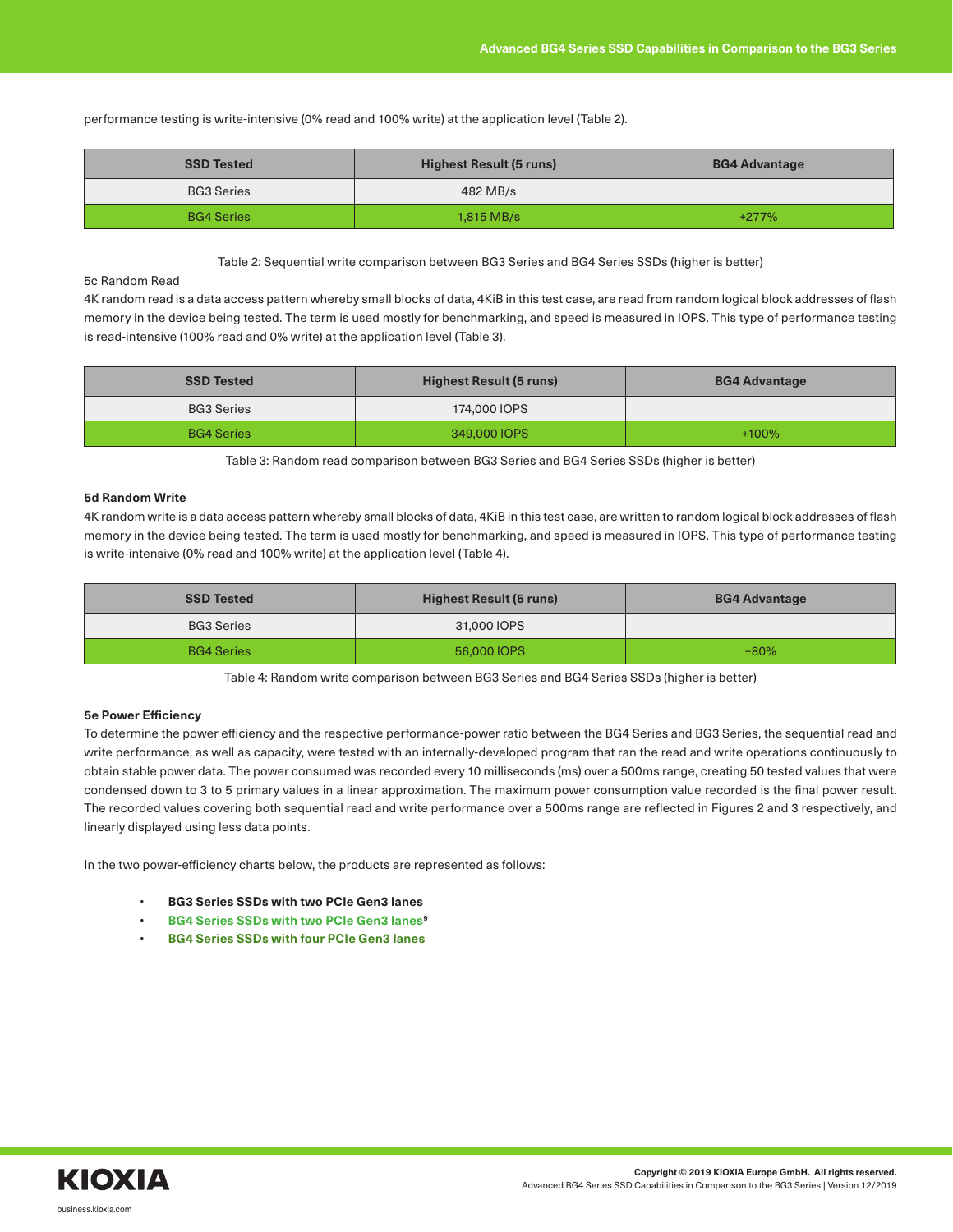performance testing is write-intensive (0% read and 100% write) at the application level (Table 2).

| SSD Tested | Highest Result (5 runs) | BG4 Advantage |
| --- | --- | --- |
| BG3 Series | 482 MB/s | |
| BG4 Series | 1,815 MB/s | +277% |

Table 2: Sequential write comparison between BG3 Series and BG4 Series SSDs (higher is better)

5c Random Read

4K random read is a data access pattern whereby small blocks of data, 4KiB in this test case, are read from random logical block addresses of flash memory in the device being tested. The term is used mostly for benchmarking, and speed is measured in IOPS. This type of performance testing is read-intensive (100% read and 0% write) at the application level (Table 3).

| SSD Tested | Highest Result (5 runs) | BG4 Advantage |
| --- | --- | --- |
| BG3 Series | 174,000 IOPS | |
| BG4 Series | 349,000 IOPS | +100% |

Table 3: Random read comparison between BG3 Series and BG4 Series SSDs (higher is better)

**5d Random Write**

4K random write is a data access pattern whereby small blocks of data, 4KiB in this test case, are written to random logical block addresses of flash memory in the device being tested. The term is used mostly for benchmarking, and speed is measured in IOPS. This type of performance testing is write-intensive (0% read and 100% write) at the application level (Table 4).

| SSD Tested | Highest Result (5 runs) | BG4 Advantage |
| --- | --- | --- |
| BG3 Series | 31,000 IOPS | |
| BG4 Series | 56,000 IOPS | +80% |

Table 4: Random write comparison between BG3 Series and BG4 Series SSDs (higher is better)

**5e Power Efficiency**

To determine the power efficiency and the respective performance-power ratio between the BG4 Series and BG3 Series, the sequential read and write performance, as well as capacity, were tested with an internally-developed program that ran the read and write operations continuously to obtain stable power data. The power consumed was recorded every 10 milliseconds (ms) over a 500ms range, creating 50 tested values that were condensed down to 3 to 5 primary values in a linear approximation. The maximum power consumption value recorded is the final power result. The recorded values covering both sequential read and write performance over a 500ms range are reflected in Figures 2 and 3 respectively, and linearly displayed using less data points.

In the two power-efficiency charts below, the products are represented as follows:

- **BG3 Series SSDs with two PCIe Gen3 lanes**
- **BG4 Series SSDs with two PCIe Gen3 lanes**[9]
- **BG4 Series SSDs with four PCIe Gen3 lanes**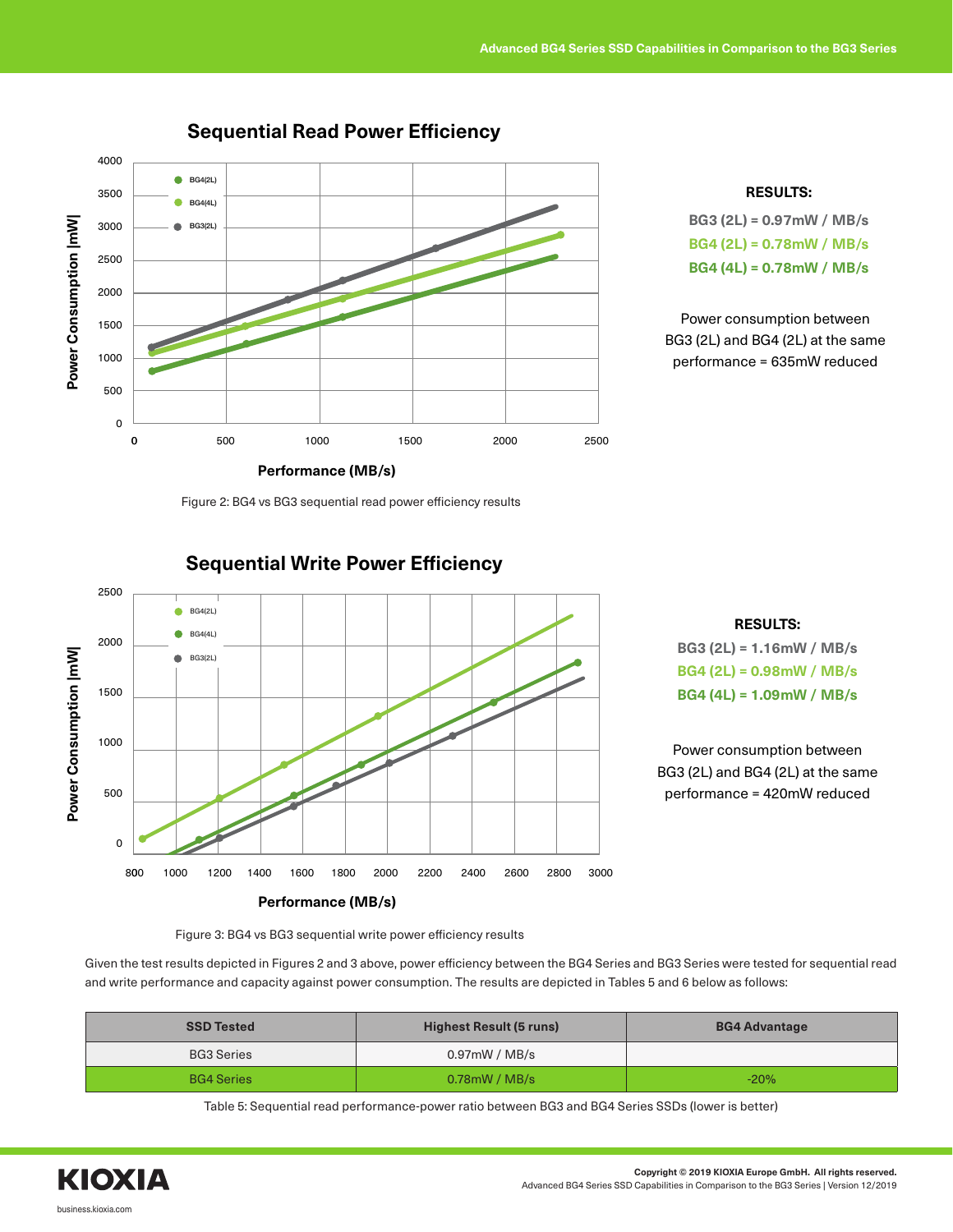## Sequential Read Power Efficiency

**RESULTS:**

**BG3 (2L) = 0.97mW / MB/s**

**BG4 (2L) = 0.78mW / MB/s**

**BG4 (4L) = 0.78mW / MB/s**

Power consumption between BG3 (2L) and BG4 (2L) at the same performance = 635mW reduced

Figure 2: BG4 vs BG3 sequential read power efficiency results

## Sequential Write Power Efficiency

**RESULTS:**

**BG3 (2L) = 1.16mW / MB/s**

**BG4 (2L) = 0.98mW / MB/s**

**BG4 (4L) = 1.09mW / MB/s**

Power consumption between BG3 (2L) and BG4 (2L) at the same performance = 420mW reduced

Figure 3: BG4 vs BG3 sequential write power efficiency results

Given the test results depicted in Figures 2 and 3 above, power efficiency between the BG4 Series and BG3 Series were tested for sequential read and write performance and capacity against power consumption. The results are depicted in Tables 5 and 6 below as follows:

| SSD Tested | Highest Result (5 runs) | BG4 Advantage |
|---|---|---|
| BG3 Series | 0.97mW / MB/s | |
| BG4 Series | 0.78mW / MB/s | -20% |

Table 5: Sequential read performance-power ratio between BG3 and BG4 Series SSDs (lower is better)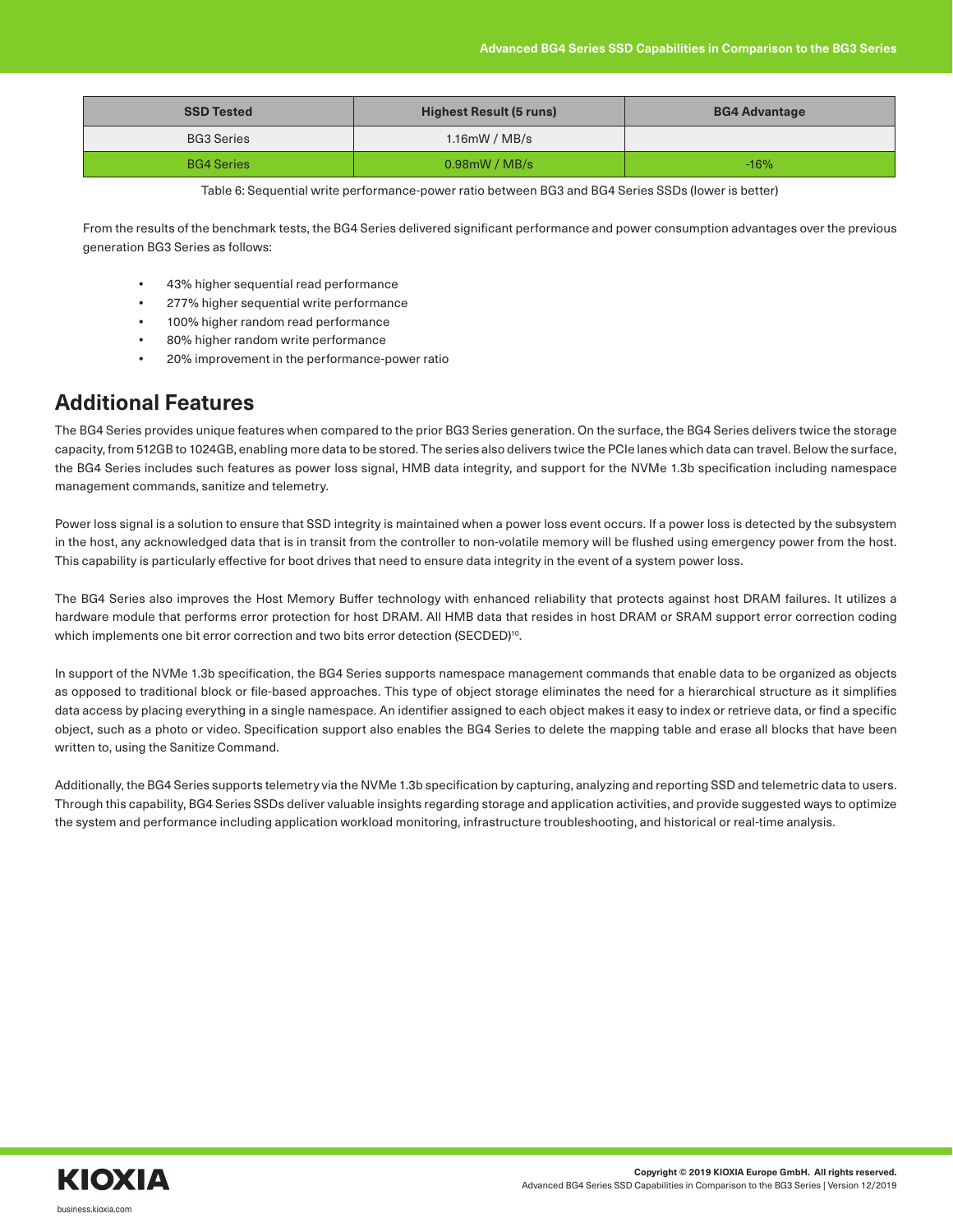| SSD Tested | Highest Result (5 runs) | BG4 Advantage |
|---|---|---|
| BG3 Series | 1.16mW / MB/s | |
| BG4 Series | 0.98mW / MB/s | -16% |

Table 6: Sequential write performance-power ratio between BG3 and BG4 Series SSDs (lower is better)

From the results of the benchmark tests, the BG4 Series delivered significant performance and power consumption advantages over the previous generation BG3 Series as follows:

- 43% higher sequential read performance
- 277% higher sequential write performance
- 100% higher random read performance
- 80% higher random write performance
- 20% improvement in the performance-power ratio

## Additional Features

The BG4 Series provides unique features when compared to the prior BG3 Series generation. On the surface, the BG4 Series delivers twice the storage capacity, from 512GB to 1024GB, enabling more data to be stored. The series also delivers twice the PCIe lanes which data can travel. Below the surface, the BG4 Series includes such features as power loss signal, HMB data integrity, and support for the NVMe 1.3b specification including namespace management commands, sanitize and telemetry.

Power loss signal is a solution to ensure that SSD integrity is maintained when a power loss event occurs. If a power loss is detected by the subsystem in the host, any acknowledged data that is in transit from the controller to non-volatile memory will be flushed using emergency power from the host. This capability is particularly effective for boot drives that need to ensure data integrity in the event of a system power loss.

The BG4 Series also improves the Host Memory Buffer technology with enhanced reliability that protects against host DRAM failures. It utilizes a hardware module that performs error protection for host DRAM. All HMB data that resides in host DRAM or SRAM support error correction coding which implements one bit error correction and two bits error detection (SECDED)[10].

In support of the NVMe 1.3b specification, the BG4 Series supports namespace management commands that enable data to be organized as objects as opposed to traditional block or file-based approaches. This type of object storage eliminates the need for a hierarchical structure as it simplifies data access by placing everything in a single namespace. An identifier assigned to each object makes it easy to index or retrieve data, or find a specific object, such as a photo or video. Specification support also enables the BG4 Series to delete the mapping table and erase all blocks that have been written to, using the Sanitize Command.

Additionally, the BG4 Series supports telemetry via the NVMe 1.3b specification by capturing, analyzing and reporting SSD and telemetric data to users. Through this capability, BG4 Series SSDs deliver valuable insights regarding storage and application activities, and provide suggested ways to optimize the system and performance including application workload monitoring, infrastructure troubleshooting, and historical or real-time analysis.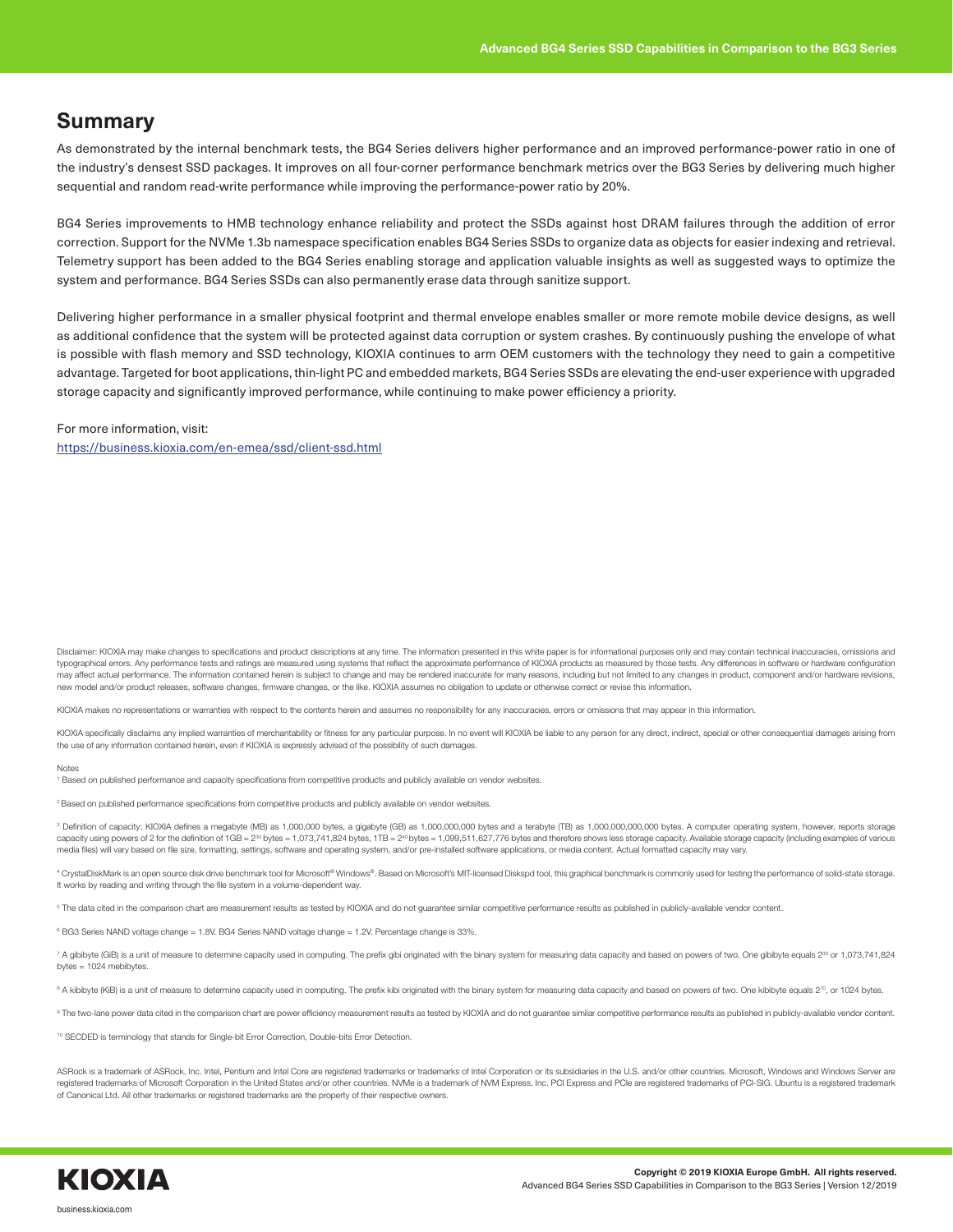## Summary

As demonstrated by the internal benchmark tests, the BG4 Series delivers higher performance and an improved performance-power ratio in one of the industry's densest SSD packages. It improves on all four-corner performance benchmark metrics over the BG3 Series by delivering much higher sequential and random read-write performance while improving the performance-power ratio by 20%.

BG4 Series improvements to HMB technology enhance reliability and protect the SSDs against host DRAM failures through the addition of error correction. Support for the NVMe 1.3b namespace specification enables BG4 Series SSDs to organize data as objects for easier indexing and retrieval. Telemetry support has been added to the BG4 Series enabling storage and application valuable insights as well as suggested ways to optimize the system and performance. BG4 Series SSDs can also permanently erase data through sanitize support.

Delivering higher performance in a smaller physical footprint and thermal envelope enables smaller or more remote mobile device designs, as well as additional confidence that the system will be protected against data corruption or system crashes. By continuously pushing the envelope of what is possible with flash memory and SSD technology, KIOXIA continues to arm OEM customers with the technology they need to gain a competitive advantage. Targeted for boot applications, thin-light PC and embedded markets, BG4 Series SSDs are elevating the end-user experience with upgraded storage capacity and significantly improved performance, while continuing to make power efficiency a priority.

For more information, visit:
https://business.kioxia.com/en-emea/ssd/client-ssd.html

Disclaimer: KIOXIA may make changes to specifications and product descriptions at any time. The information presented in this white paper is for informational purposes only and may contain technical inaccuracies, omissions and typographical errors. Any performance tests and ratings are measured using systems that reflect the approximate performance of KIOXIA products as measured by those tests. Any differences in software or hardware configuration may affect actual performance. The information contained herein is subject to change and may be rendered inaccurate for many reasons, including but not limited to any changes in product, component and/or hardware revisions, new model and/or product releases, software changes, firmware changes, or the like. KIOXIA assumes no obligation to update or otherwise correct or revise this information.

KIOXIA makes no representations or warranties with respect to the contents herein and assumes no responsibility for any inaccuracies, errors or omissions that may appear in this information.

KIOXIA specifically disclaims any implied warranties of merchantability or fitness for any particular purpose. In no event will KIOXIA be liable to any person for any direct, indirect, special or other consequential damages arising from the use of any information contained herein, even if KIOXIA is expressly advised of the possibility of such damages.

Notes

[1] Based on published performance and capacity specifications from competitive products and publicly available on vendor websites.

[2] Based on published performance specifications from competitive products and publicly available on vendor websites.

[3] Definition of capacity: KIOXIA defines a megabyte (MB) as 1,000,000 bytes, a gigabyte (GB) as 1,000,000,000 bytes and a terabyte (TB) as 1,000,000,000,000 bytes. A computer operating system, however, reports storage capacity using powers of 2 for the definition of 1GB = $2^{30}$ bytes = 1,073,741,824 bytes, 1TB = $2^{40}$ bytes = 1,099,511,627,776 bytes and therefore shows less storage capacity. Available storage capacity (including examples of various media files) will vary based on file size, formatting, settings, software and operating system, and/or pre-installed software applications, or media content. Actual formatted capacity may vary.

[4] CrystalDiskMark is an open source disk drive benchmark tool for Microsoft® Windows®. Based on Microsoft's MIT-licensed Diskspd tool, this graphical benchmark is commonly used for testing the performance of solid-state storage. It works by reading and writing through the file system in a volume-dependent way.

[5] The data cited in the comparison chart are measurement results as tested by KIOXIA and do not guarantee similar competitive performance results as published in publicly-available vendor content.

[6] BG3 Series NAND voltage change = 1.8V. BG4 Series NAND voltage change = 1.2V. Percentage change is 33%.

[7] A gibibyte (GiB) is a unit of measure to determine capacity used in computing. The prefix gibi originated with the binary system for measuring data capacity and based on powers of two. One gibibyte equals $2^{30}$ or 1,073,741,824 bytes = 1024 mebibytes.

[8] A kibibyte (KiB) is a unit of measure to determine capacity used in computing. The prefix kibi originated with the binary system for measuring data capacity and based on powers of two. One kibibyte equals $2^{10}$, or 1024 bytes.

[9] The two-lane power data cited in the comparison chart are power efficiency measurement results as tested by KIOXIA and do not guarantee similar competitive performance results as published in publicly-available vendor content.

[10] SECDED is terminology that stands for Single-bit Error Correction, Double-bits Error Detection.

ASRock is a trademark of ASRock, Inc. Intel, Pentium and Intel Core are registered trademarks or trademarks of Intel Corporation or its subsidiaries in the U.S. and/or other countries. Microsoft, Windows and Windows Server are registered trademarks of Microsoft Corporation in the United States and/or other countries. NVMe is a trademark of NVM Express, Inc. PCI Express and PCIe are registered trademarks of PCI-SIG. Ubuntu is a registered trademark of Canonical Ltd. All other trademarks or registered trademarks are the property of their respective owners.

KIOXIA

business.kioxia.com

**Copyright © 2019 KIOXIA Europe GmbH. All rights reserved.**
Advanced BG4 Series SSD Capabilities in Comparison to the BG3 Series | Version 12/2019